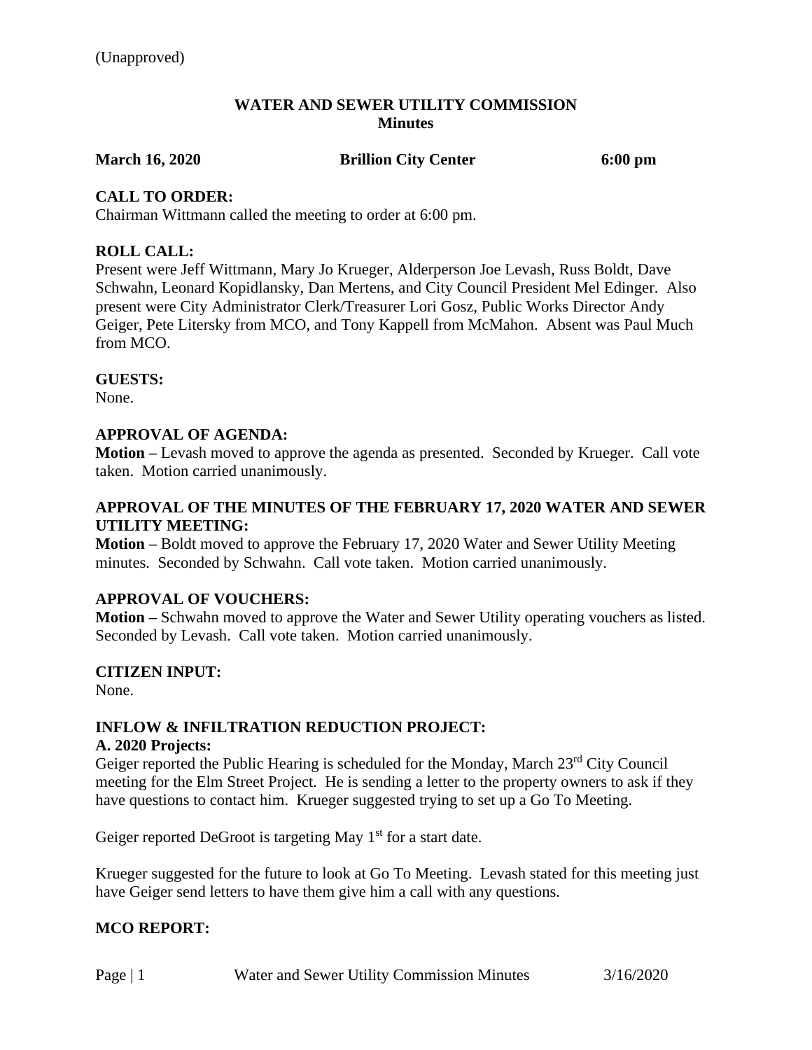(Unapproved)

**WATER AND SEWER UTILITY COMMISSION**
**Minutes**

**March 16, 2020 Brillion City Center 6:00 pm**

**CALL TO ORDER:**
Chairman Wittmann called the meeting to order at 6:00 pm.

**ROLL CALL:**
Present were Jeff Wittmann, Mary Jo Krueger, Alderperson Joe Levash, Russ Boldt, Dave Schwahn, Leonard Kopidlansky, Dan Mertens, and City Council President Mel Edinger. Also present were City Administrator Clerk/Treasurer Lori Gosz, Public Works Director Andy Geiger, Pete Litersky from MCO, and Tony Kappell from McMahon. Absent was Paul Much from MCO.

**GUESTS:**
None.

**APPROVAL OF AGENDA:**
**Motion –** Levash moved to approve the agenda as presented. Seconded by Krueger. Call vote taken. Motion carried unanimously.

**APPROVAL OF THE MINUTES OF THE FEBRUARY 17, 2020 WATER AND SEWER UTILITY MEETING:**
**Motion –** Boldt moved to approve the February 17, 2020 Water and Sewer Utility Meeting minutes. Seconded by Schwahn. Call vote taken. Motion carried unanimously.

**APPROVAL OF VOUCHERS:**
**Motion –** Schwahn moved to approve the Water and Sewer Utility operating vouchers as listed. Seconded by Levash. Call vote taken. Motion carried unanimously.

**CITIZEN INPUT:**
None.

**INFLOW & INFILTRATION REDUCTION PROJECT:**
**A. 2020 Projects:**
Geiger reported the Public Hearing is scheduled for the Monday, March 23rd City Council meeting for the Elm Street Project. He is sending a letter to the property owners to ask if they have questions to contact him. Krueger suggested trying to set up a Go To Meeting.

Geiger reported DeGroot is targeting May 1st for a start date.

Krueger suggested for the future to look at Go To Meeting. Levash stated for this meeting just have Geiger send letters to have them give him a call with any questions.

**MCO REPORT:**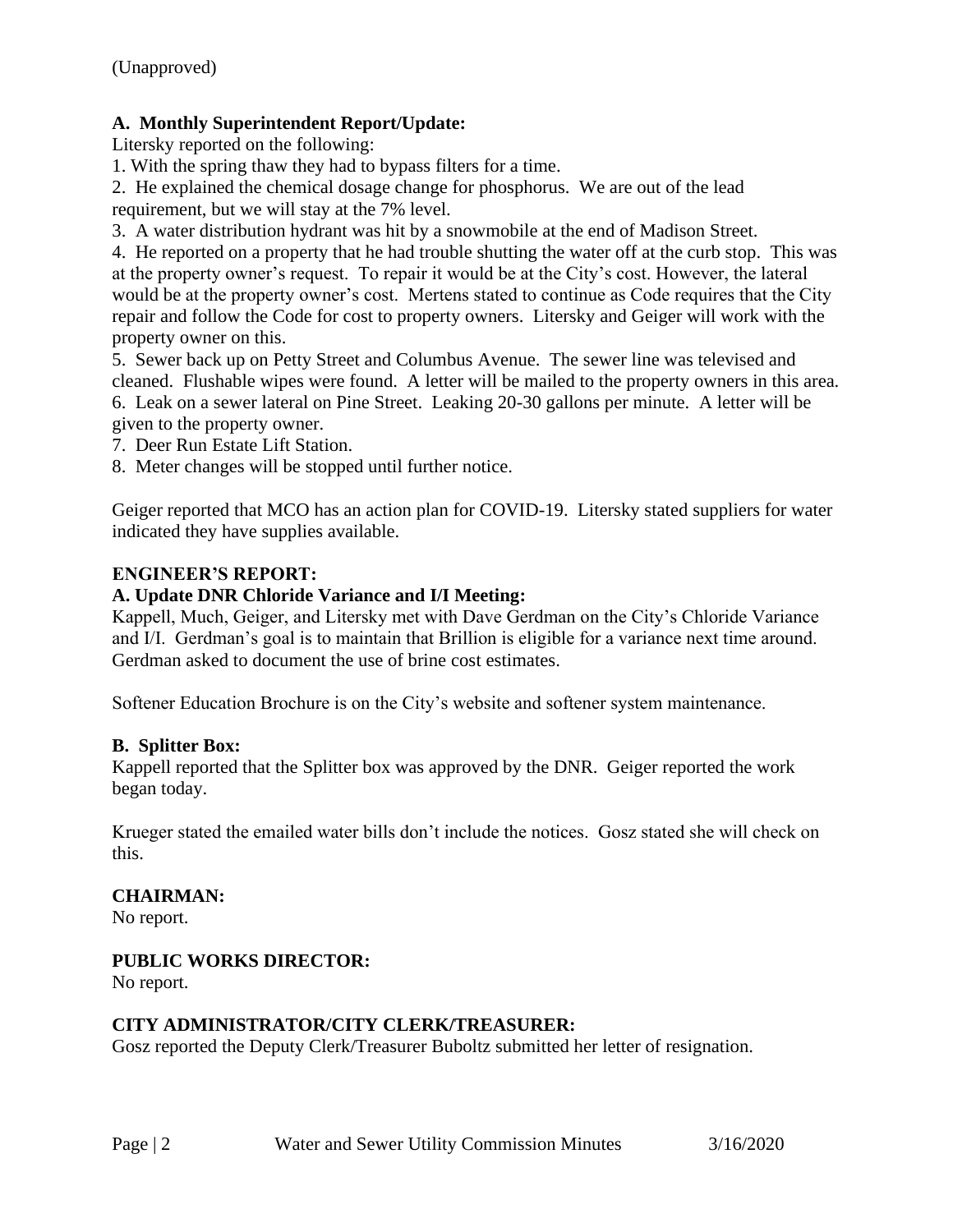(Unapproved)

**A. Monthly Superintendent Report/Update:**

Litersky reported on the following:

1. With the spring thaw they had to bypass filters for a time.
2. He explained the chemical dosage change for phosphorus. We are out of the lead requirement, but we will stay at the 7% level.
3. A water distribution hydrant was hit by a snowmobile at the end of Madison Street.
4. He reported on a property that he had trouble shutting the water off at the curb stop. This was at the property owner's request. To repair it would be at the City's cost. However, the lateral would be at the property owner's cost. Mertens stated to continue as Code requires that the City repair and follow the Code for cost to property owners. Litersky and Geiger will work with the property owner on this.
5. Sewer back up on Petty Street and Columbus Avenue. The sewer line was televised and cleaned. Flushable wipes were found. A letter will be mailed to the property owners in this area.
6. Leak on a sewer lateral on Pine Street. Leaking 20-30 gallons per minute. A letter will be given to the property owner.
7. Deer Run Estate Lift Station.
8. Meter changes will be stopped until further notice.

Geiger reported that MCO has an action plan for COVID-19. Litersky stated suppliers for water indicated they have supplies available.

**ENGINEER'S REPORT:**

**A. Update DNR Chloride Variance and I/I Meeting:**

Kappell, Much, Geiger, and Litersky met with Dave Gerdman on the City's Chloride Variance and I/I. Gerdman's goal is to maintain that Brillion is eligible for a variance next time around. Gerdman asked to document the use of brine cost estimates.

Softener Education Brochure is on the City's website and softener system maintenance.

**B. Splitter Box:**

Kappell reported that the Splitter box was approved by the DNR. Geiger reported the work began today.

Krueger stated the emailed water bills don't include the notices. Gosz stated she will check on this.

**CHAIRMAN:**

No report.

**PUBLIC WORKS DIRECTOR:**

No report.

**CITY ADMINISTRATOR/CITY CLERK/TREASURER:**

Gosz reported the Deputy Clerk/Treasurer Buboltz submitted her letter of resignation.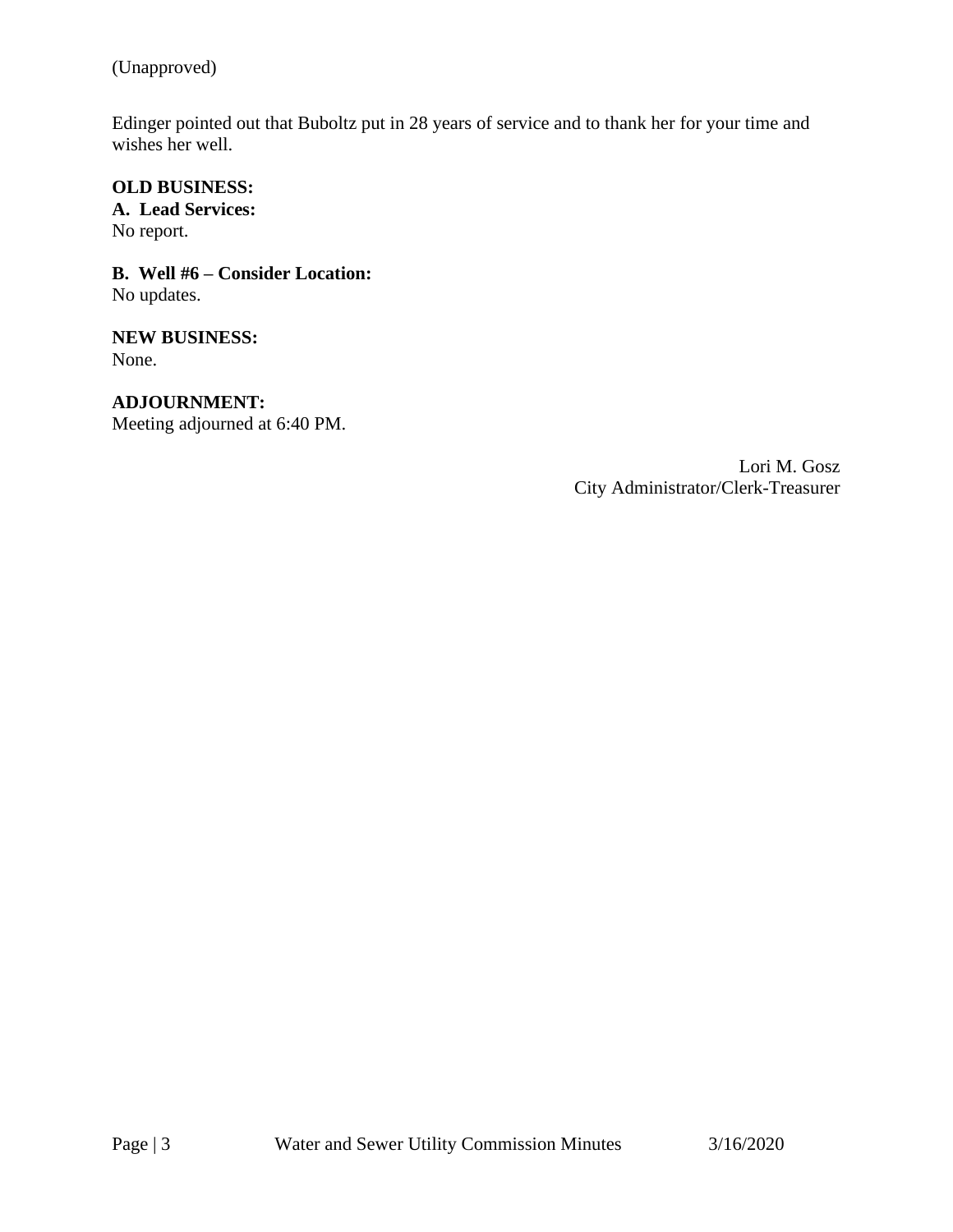(Unapproved)

Edinger pointed out that Buboltz put in 28 years of service and to thank her for your time and wishes her well.

**OLD BUSINESS:**

**A. Lead Services:**
No report.

**B. Well #6 – Consider Location:**
No updates.

**NEW BUSINESS:**
None.

**ADJOURNMENT:**
Meeting adjourned at 6:40 PM.

Lori M. Gosz
City Administrator/Clerk-Treasurer